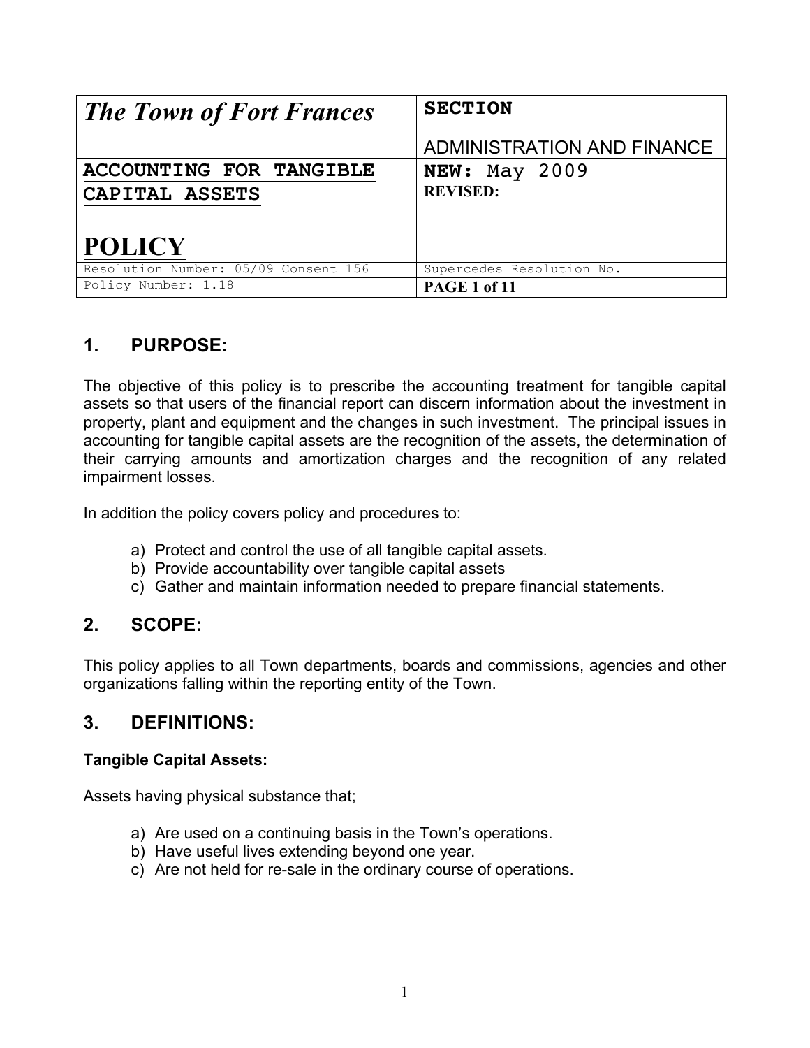| The Town of Fort Frances | SECTION<br>ADMINISTRATION AND FINANCE |
| --- | --- |
| ACCOUNTING FOR TANGIBLE CAPITAL ASSETS<br><br>POLICY | NEW: May 2009<br>REVISED: |
| Resolution Number: 05/09 Consent 156 | Supercedes Resolution No. |
| Policy Number: 1.18 | PAGE 1 of 11 |

## 1. PURPOSE:

The objective of this policy is to prescribe the accounting treatment for tangible capital assets so that users of the financial report can discern information about the investment in property, plant and equipment and the changes in such investment. The principal issues in accounting for tangible capital assets are the recognition of the assets, the determination of their carrying amounts and amortization charges and the recognition of any related impairment losses.

In addition the policy covers policy and procedures to:

a) Protect and control the use of all tangible capital assets.
b) Provide accountability over tangible capital assets
c) Gather and maintain information needed to prepare financial statements.

## 2. SCOPE:

This policy applies to all Town departments, boards and commissions, agencies and other organizations falling within the reporting entity of the Town.

## 3. DEFINITIONS:

**Tangible Capital Assets:**

Assets having physical substance that;

a) Are used on a continuing basis in the Town's operations.
b) Have useful lives extending beyond one year.
c) Are not held for re-sale in the ordinary course of operations.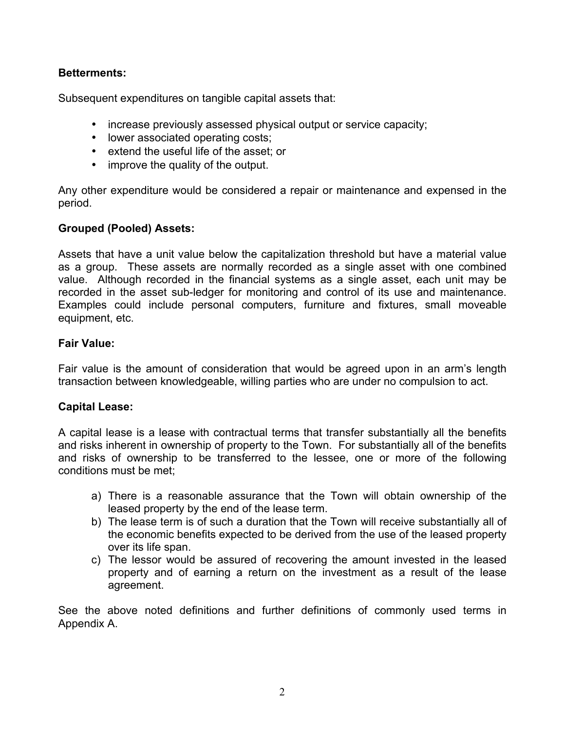**Betterments:**

Subsequent expenditures on tangible capital assets that:

- increase previously assessed physical output or service capacity;
- lower associated operating costs;
- extend the useful life of the asset; or
- improve the quality of the output.

Any other expenditure would be considered a repair or maintenance and expensed in the period.

**Grouped (Pooled) Assets:**

Assets that have a unit value below the capitalization threshold but have a material value as a group. These assets are normally recorded as a single asset with one combined value. Although recorded in the financial systems as a single asset, each unit may be recorded in the asset sub-ledger for monitoring and control of its use and maintenance. Examples could include personal computers, furniture and fixtures, small moveable equipment, etc.

**Fair Value:**

Fair value is the amount of consideration that would be agreed upon in an arm's length transaction between knowledgeable, willing parties who are under no compulsion to act.

**Capital Lease:**

A capital lease is a lease with contractual terms that transfer substantially all the benefits and risks inherent in ownership of property to the Town. For substantially all of the benefits and risks of ownership to be transferred to the lessee, one or more of the following conditions must be met;

a) There is a reasonable assurance that the Town will obtain ownership of the leased property by the end of the lease term.
b) The lease term is of such a duration that the Town will receive substantially all of the economic benefits expected to be derived from the use of the leased property over its life span.
c) The lessor would be assured of recovering the amount invested in the leased property and of earning a return on the investment as a result of the lease agreement.

See the above noted definitions and further definitions of commonly used terms in Appendix A.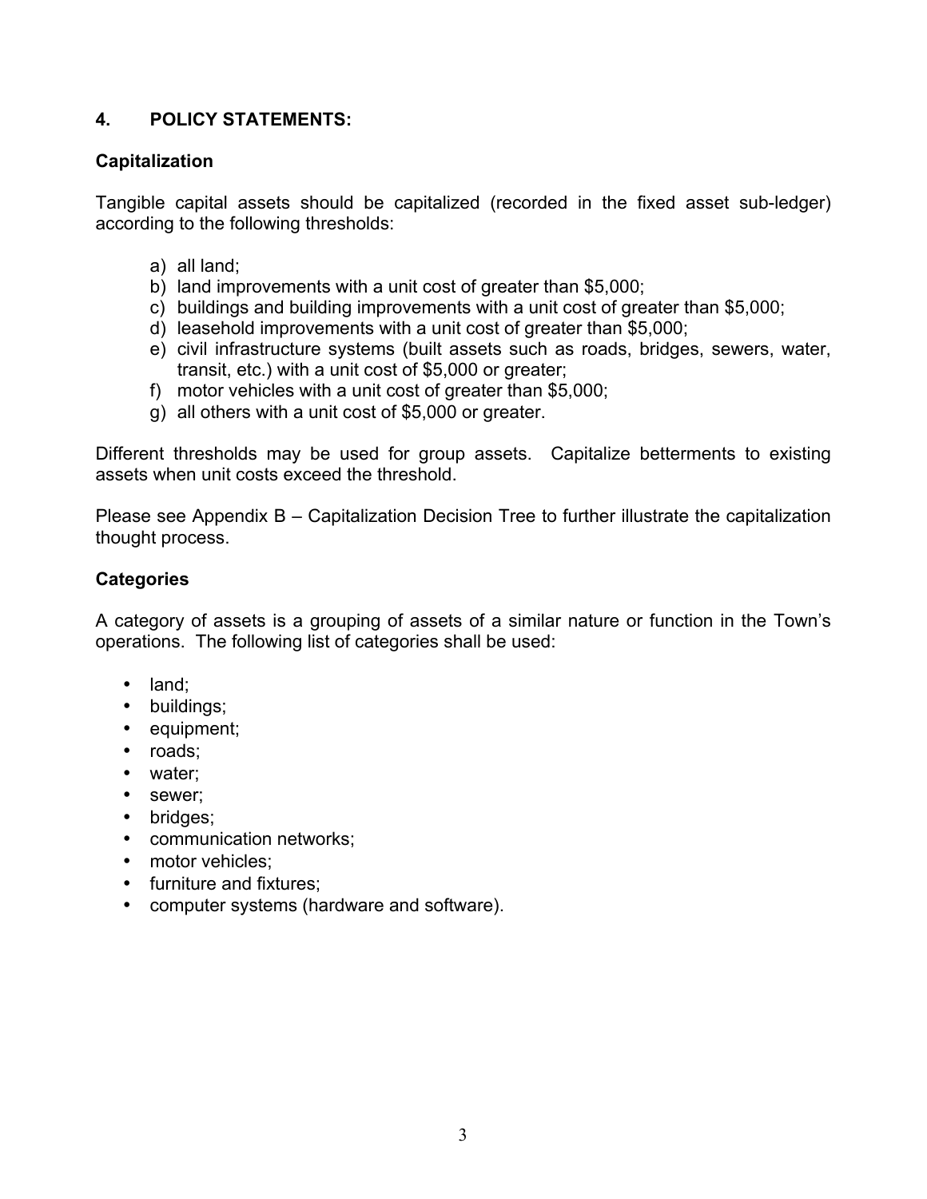## 4. POLICY STATEMENTS:

### Capitalization

Tangible capital assets should be capitalized (recorded in the fixed asset sub-ledger) according to the following thresholds:

a) all land;
b) land improvements with a unit cost of greater than $5,000;
c) buildings and building improvements with a unit cost of greater than $5,000;
d) leasehold improvements with a unit cost of greater than $5,000;
e) civil infrastructure systems (built assets such as roads, bridges, sewers, water, transit, etc.) with a unit cost of $5,000 or greater;
f) motor vehicles with a unit cost of greater than $5,000;
g) all others with a unit cost of $5,000 or greater.

Different thresholds may be used for group assets. Capitalize betterments to existing assets when unit costs exceed the threshold.

Please see Appendix B – Capitalization Decision Tree to further illustrate the capitalization thought process.

### Categories

A category of assets is a grouping of assets of a similar nature or function in the Town's operations. The following list of categories shall be used:

- land;
- buildings;
- equipment;
- roads;
- water;
- sewer;
- bridges;
- communication networks;
- motor vehicles;
- furniture and fixtures;
- computer systems (hardware and software).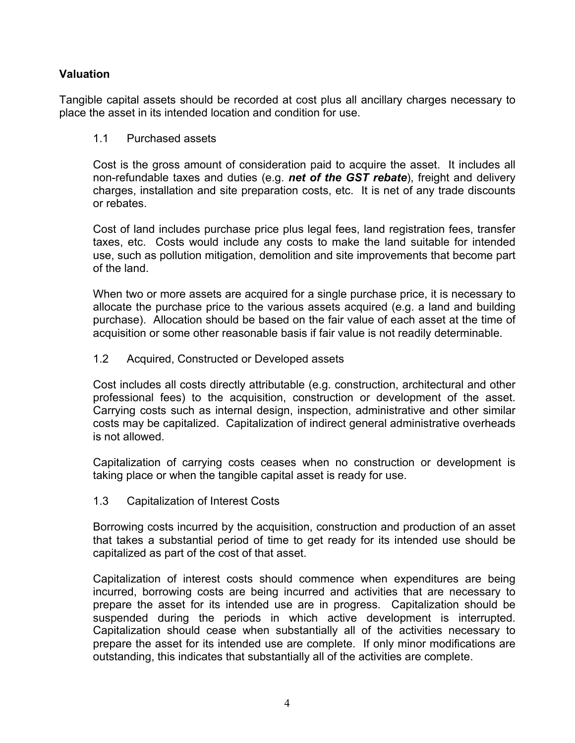## Valuation

Tangible capital assets should be recorded at cost plus all ancillary charges necessary to place the asset in its intended location and condition for use.

### 1.1 Purchased assets

Cost is the gross amount of consideration paid to acquire the asset. It includes all non-refundable taxes and duties (e.g. ***net of the GST rebate***), freight and delivery charges, installation and site preparation costs, etc. It is net of any trade discounts or rebates.

Cost of land includes purchase price plus legal fees, land registration fees, transfer taxes, etc. Costs would include any costs to make the land suitable for intended use, such as pollution mitigation, demolition and site improvements that become part of the land.

When two or more assets are acquired for a single purchase price, it is necessary to allocate the purchase price to the various assets acquired (e.g. a land and building purchase). Allocation should be based on the fair value of each asset at the time of acquisition or some other reasonable basis if fair value is not readily determinable.

### 1.2 Acquired, Constructed or Developed assets

Cost includes all costs directly attributable (e.g. construction, architectural and other professional fees) to the acquisition, construction or development of the asset. Carrying costs such as internal design, inspection, administrative and other similar costs may be capitalized. Capitalization of indirect general administrative overheads is not allowed.

Capitalization of carrying costs ceases when no construction or development is taking place or when the tangible capital asset is ready for use.

### 1.3 Capitalization of Interest Costs

Borrowing costs incurred by the acquisition, construction and production of an asset that takes a substantial period of time to get ready for its intended use should be capitalized as part of the cost of that asset.

Capitalization of interest costs should commence when expenditures are being incurred, borrowing costs are being incurred and activities that are necessary to prepare the asset for its intended use are in progress. Capitalization should be suspended during the periods in which active development is interrupted. Capitalization should cease when substantially all of the activities necessary to prepare the asset for its intended use are complete. If only minor modifications are outstanding, this indicates that substantially all of the activities are complete.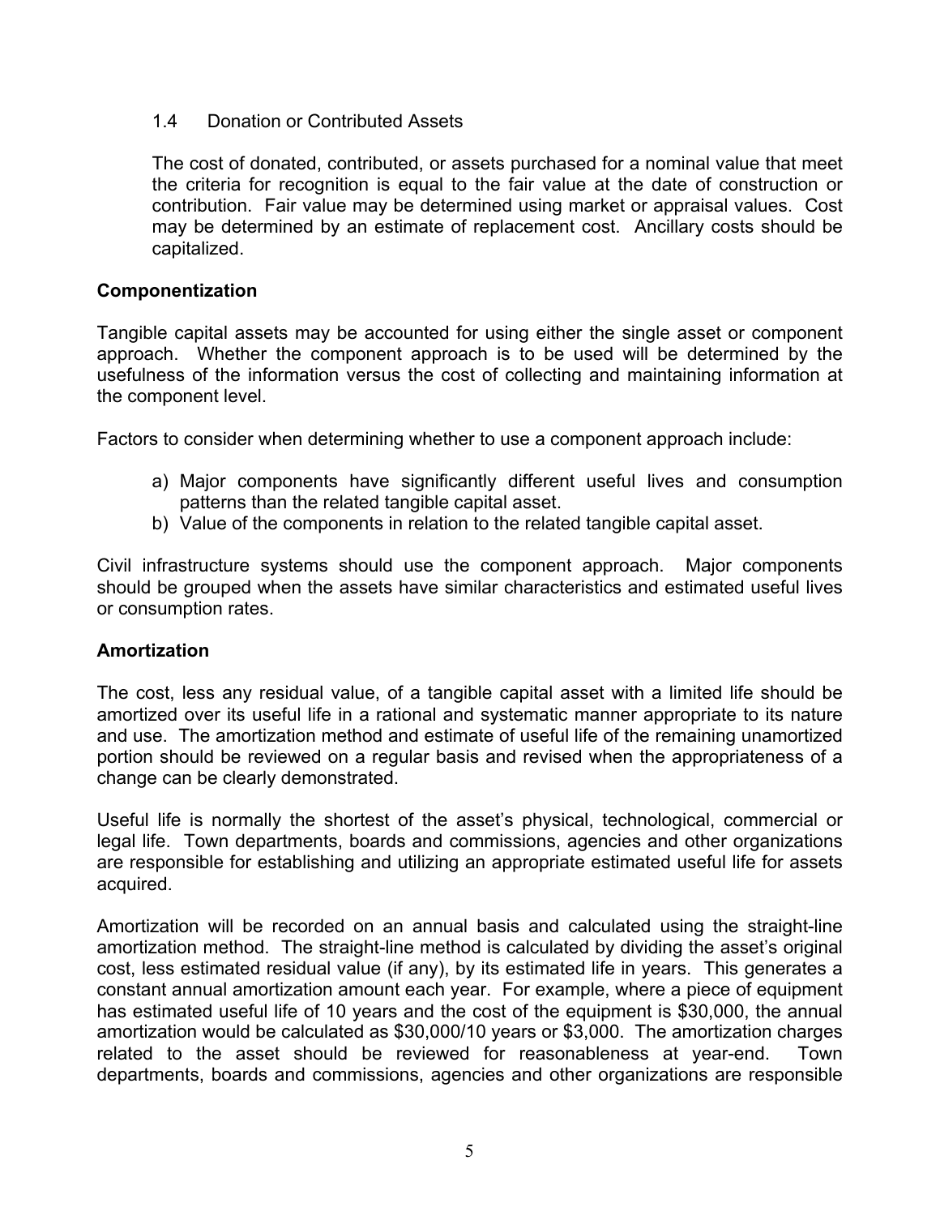1.4 Donation or Contributed Assets

The cost of donated, contributed, or assets purchased for a nominal value that meet the criteria for recognition is equal to the fair value at the date of construction or contribution. Fair value may be determined using market or appraisal values. Cost may be determined by an estimate of replacement cost. Ancillary costs should be capitalized.

**Componentization**

Tangible capital assets may be accounted for using either the single asset or component approach. Whether the component approach is to be used will be determined by the usefulness of the information versus the cost of collecting and maintaining information at the component level.

Factors to consider when determining whether to use a component approach include:

a) Major components have significantly different useful lives and consumption patterns than the related tangible capital asset.
b) Value of the components in relation to the related tangible capital asset.

Civil infrastructure systems should use the component approach. Major components should be grouped when the assets have similar characteristics and estimated useful lives or consumption rates.

**Amortization**

The cost, less any residual value, of a tangible capital asset with a limited life should be amortized over its useful life in a rational and systematic manner appropriate to its nature and use. The amortization method and estimate of useful life of the remaining unamortized portion should be reviewed on a regular basis and revised when the appropriateness of a change can be clearly demonstrated.

Useful life is normally the shortest of the asset's physical, technological, commercial or legal life. Town departments, boards and commissions, agencies and other organizations are responsible for establishing and utilizing an appropriate estimated useful life for assets acquired.

Amortization will be recorded on an annual basis and calculated using the straight-line amortization method. The straight-line method is calculated by dividing the asset's original cost, less estimated residual value (if any), by its estimated life in years. This generates a constant annual amortization amount each year. For example, where a piece of equipment has estimated useful life of 10 years and the cost of the equipment is $30,000, the annual amortization would be calculated as $30,000/10 years or $3,000. The amortization charges related to the asset should be reviewed for reasonableness at year-end. Town departments, boards and commissions, agencies and other organizations are responsible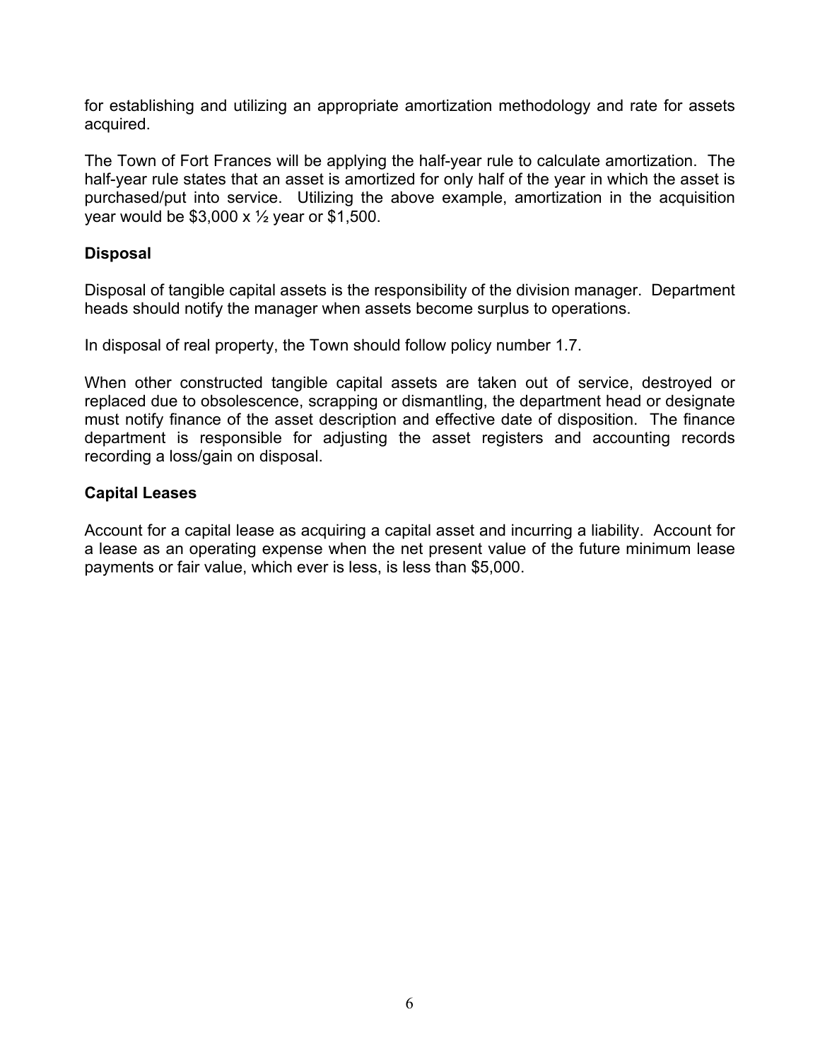for establishing and utilizing an appropriate amortization methodology and rate for assets acquired.

The Town of Fort Frances will be applying the half-year rule to calculate amortization. The half-year rule states that an asset is amortized for only half of the year in which the asset is purchased/put into service. Utilizing the above example, amortization in the acquisition year would be $3,000 x ½ year or $1,500.

**Disposal**

Disposal of tangible capital assets is the responsibility of the division manager. Department heads should notify the manager when assets become surplus to operations.

In disposal of real property, the Town should follow policy number 1.7.

When other constructed tangible capital assets are taken out of service, destroyed or replaced due to obsolescence, scrapping or dismantling, the department head or designate must notify finance of the asset description and effective date of disposition. The finance department is responsible for adjusting the asset registers and accounting records recording a loss/gain on disposal.

**Capital Leases**

Account for a capital lease as acquiring a capital asset and incurring a liability. Account for a lease as an operating expense when the net present value of the future minimum lease payments or fair value, which ever is less, is less than $5,000.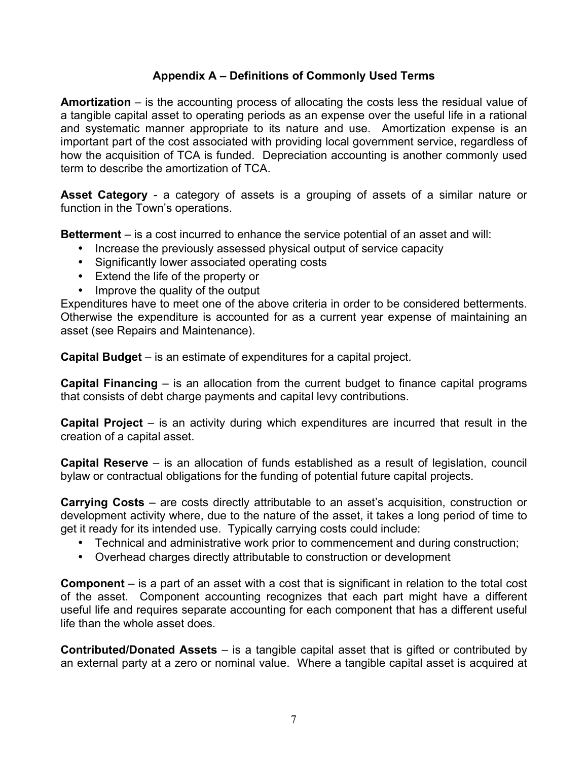## Appendix A – Definitions of Commonly Used Terms

**Amortization** – is the accounting process of allocating the costs less the residual value of a tangible capital asset to operating periods as an expense over the useful life in a rational and systematic manner appropriate to its nature and use. Amortization expense is an important part of the cost associated with providing local government service, regardless of how the acquisition of TCA is funded. Depreciation accounting is another commonly used term to describe the amortization of TCA.

**Asset Category** - a category of assets is a grouping of assets of a similar nature or function in the Town's operations.

**Betterment** – is a cost incurred to enhance the service potential of an asset and will:

- Increase the previously assessed physical output of service capacity
- Significantly lower associated operating costs
- Extend the life of the property or
- Improve the quality of the output

Expenditures have to meet one of the above criteria in order to be considered betterments. Otherwise the expenditure is accounted for as a current year expense of maintaining an asset (see Repairs and Maintenance).

**Capital Budget** – is an estimate of expenditures for a capital project.

**Capital Financing** – is an allocation from the current budget to finance capital programs that consists of debt charge payments and capital levy contributions.

**Capital Project** – is an activity during which expenditures are incurred that result in the creation of a capital asset.

**Capital Reserve** – is an allocation of funds established as a result of legislation, council bylaw or contractual obligations for the funding of potential future capital projects.

**Carrying Costs** – are costs directly attributable to an asset's acquisition, construction or development activity where, due to the nature of the asset, it takes a long period of time to get it ready for its intended use. Typically carrying costs could include:

- Technical and administrative work prior to commencement and during construction;
- Overhead charges directly attributable to construction or development

**Component** – is a part of an asset with a cost that is significant in relation to the total cost of the asset. Component accounting recognizes that each part might have a different useful life and requires separate accounting for each component that has a different useful life than the whole asset does.

**Contributed/Donated Assets** – is a tangible capital asset that is gifted or contributed by an external party at a zero or nominal value. Where a tangible capital asset is acquired at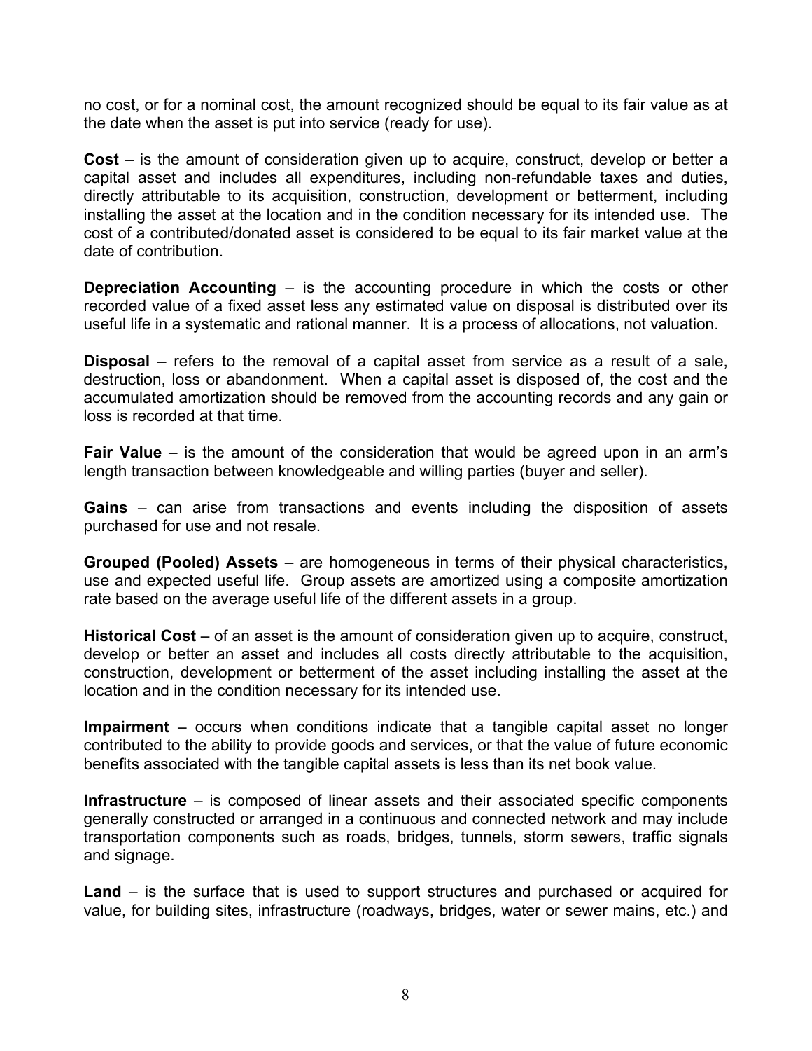no cost, or for a nominal cost, the amount recognized should be equal to its fair value as at the date when the asset is put into service (ready for use).

**Cost** – is the amount of consideration given up to acquire, construct, develop or better a capital asset and includes all expenditures, including non-refundable taxes and duties, directly attributable to its acquisition, construction, development or betterment, including installing the asset at the location and in the condition necessary for its intended use. The cost of a contributed/donated asset is considered to be equal to its fair market value at the date of contribution.

**Depreciation Accounting** – is the accounting procedure in which the costs or other recorded value of a fixed asset less any estimated value on disposal is distributed over its useful life in a systematic and rational manner. It is a process of allocations, not valuation.

**Disposal** – refers to the removal of a capital asset from service as a result of a sale, destruction, loss or abandonment. When a capital asset is disposed of, the cost and the accumulated amortization should be removed from the accounting records and any gain or loss is recorded at that time.

**Fair Value** – is the amount of the consideration that would be agreed upon in an arm's length transaction between knowledgeable and willing parties (buyer and seller).

**Gains** – can arise from transactions and events including the disposition of assets purchased for use and not resale.

**Grouped (Pooled) Assets** – are homogeneous in terms of their physical characteristics, use and expected useful life. Group assets are amortized using a composite amortization rate based on the average useful life of the different assets in a group.

**Historical Cost** – of an asset is the amount of consideration given up to acquire, construct, develop or better an asset and includes all costs directly attributable to the acquisition, construction, development or betterment of the asset including installing the asset at the location and in the condition necessary for its intended use.

**Impairment** – occurs when conditions indicate that a tangible capital asset no longer contributed to the ability to provide goods and services, or that the value of future economic benefits associated with the tangible capital assets is less than its net book value.

**Infrastructure** – is composed of linear assets and their associated specific components generally constructed or arranged in a continuous and connected network and may include transportation components such as roads, bridges, tunnels, storm sewers, traffic signals and signage.

**Land** – is the surface that is used to support structures and purchased or acquired for value, for building sites, infrastructure (roadways, bridges, water or sewer mains, etc.) and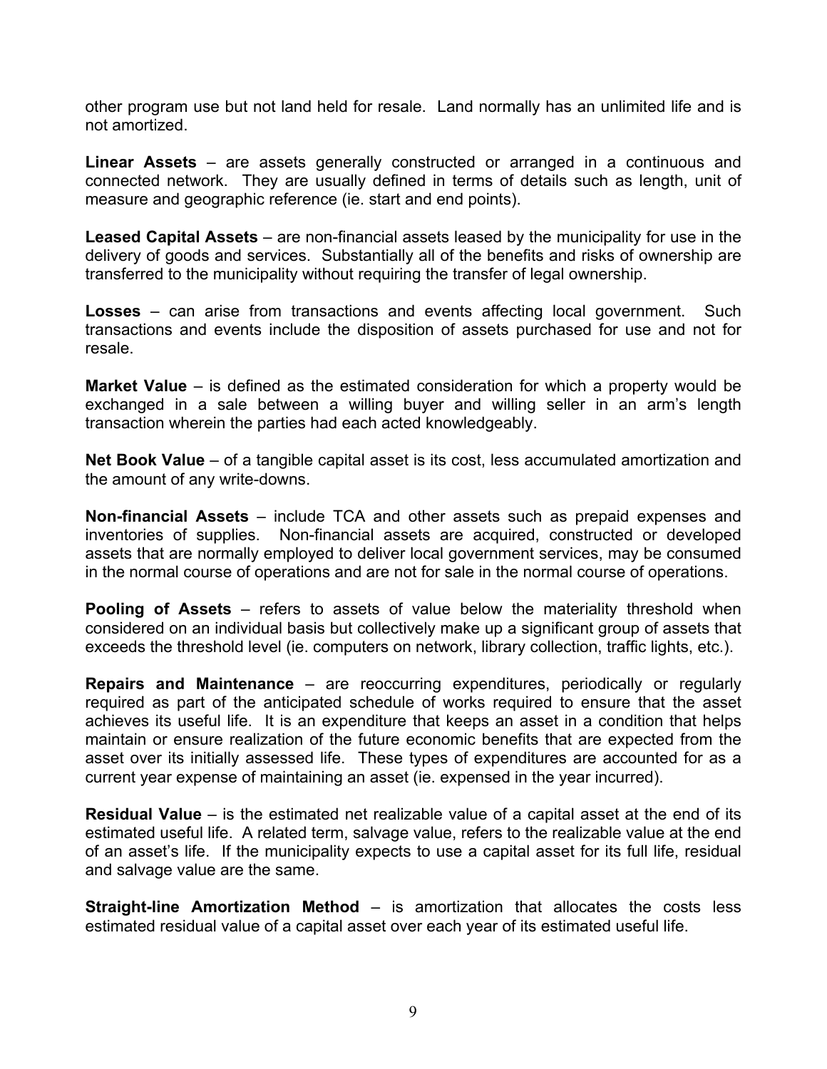other program use but not land held for resale. Land normally has an unlimited life and is not amortized.

**Linear Assets** – are assets generally constructed or arranged in a continuous and connected network. They are usually defined in terms of details such as length, unit of measure and geographic reference (ie. start and end points).

**Leased Capital Assets** – are non-financial assets leased by the municipality for use in the delivery of goods and services. Substantially all of the benefits and risks of ownership are transferred to the municipality without requiring the transfer of legal ownership.

**Losses** – can arise from transactions and events affecting local government. Such transactions and events include the disposition of assets purchased for use and not for resale.

**Market Value** – is defined as the estimated consideration for which a property would be exchanged in a sale between a willing buyer and willing seller in an arm's length transaction wherein the parties had each acted knowledgeably.

**Net Book Value** – of a tangible capital asset is its cost, less accumulated amortization and the amount of any write-downs.

**Non-financial Assets** – include TCA and other assets such as prepaid expenses and inventories of supplies. Non-financial assets are acquired, constructed or developed assets that are normally employed to deliver local government services, may be consumed in the normal course of operations and are not for sale in the normal course of operations.

**Pooling of Assets** – refers to assets of value below the materiality threshold when considered on an individual basis but collectively make up a significant group of assets that exceeds the threshold level (ie. computers on network, library collection, traffic lights, etc.).

**Repairs and Maintenance** – are reoccurring expenditures, periodically or regularly required as part of the anticipated schedule of works required to ensure that the asset achieves its useful life. It is an expenditure that keeps an asset in a condition that helps maintain or ensure realization of the future economic benefits that are expected from the asset over its initially assessed life. These types of expenditures are accounted for as a current year expense of maintaining an asset (ie. expensed in the year incurred).

**Residual Value** – is the estimated net realizable value of a capital asset at the end of its estimated useful life. A related term, salvage value, refers to the realizable value at the end of an asset's life. If the municipality expects to use a capital asset for its full life, residual and salvage value are the same.

**Straight-line Amortization Method** – is amortization that allocates the costs less estimated residual value of a capital asset over each year of its estimated useful life.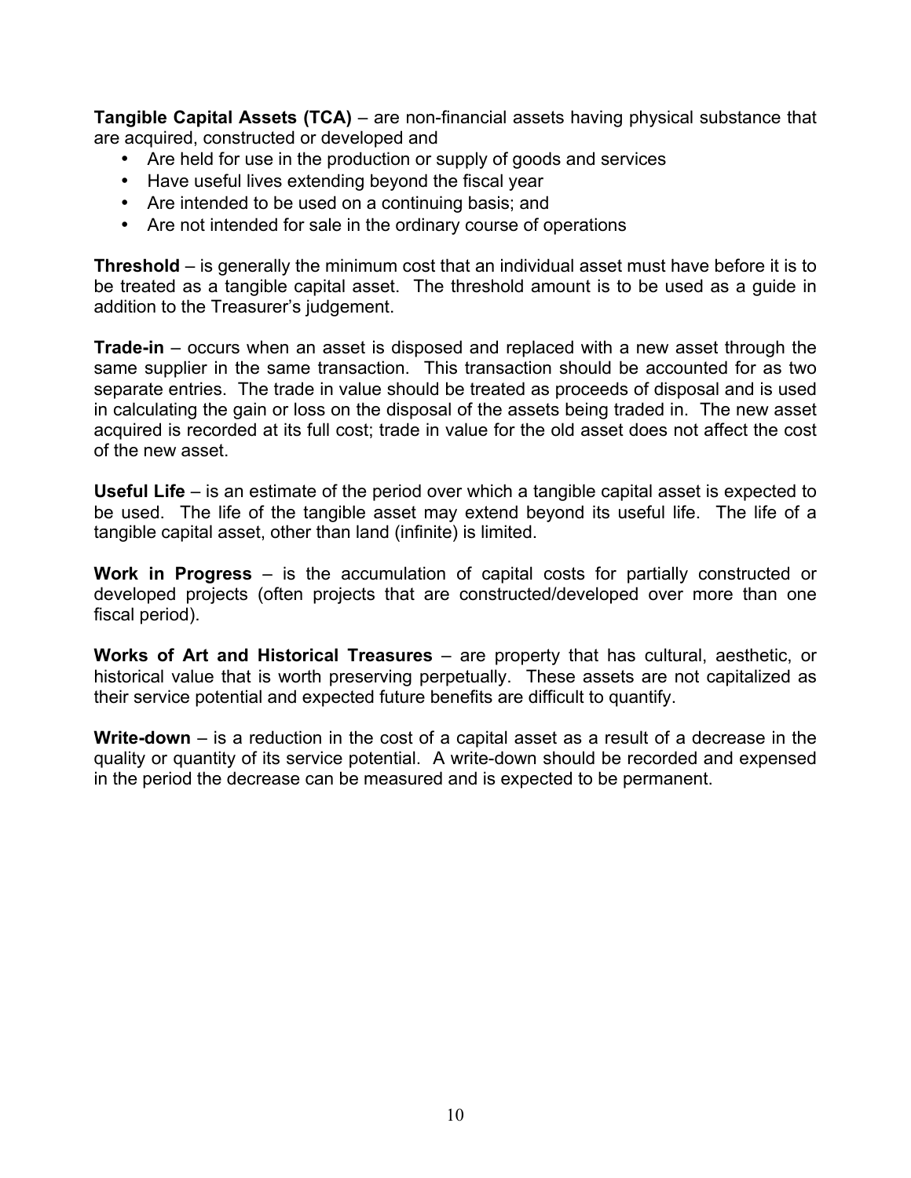**Tangible Capital Assets (TCA)** – are non-financial assets having physical substance that are acquired, constructed or developed and

- Are held for use in the production or supply of goods and services
- Have useful lives extending beyond the fiscal year
- Are intended to be used on a continuing basis; and
- Are not intended for sale in the ordinary course of operations

**Threshold** – is generally the minimum cost that an individual asset must have before it is to be treated as a tangible capital asset. The threshold amount is to be used as a guide in addition to the Treasurer's judgement.

**Trade-in** – occurs when an asset is disposed and replaced with a new asset through the same supplier in the same transaction. This transaction should be accounted for as two separate entries. The trade in value should be treated as proceeds of disposal and is used in calculating the gain or loss on the disposal of the assets being traded in. The new asset acquired is recorded at its full cost; trade in value for the old asset does not affect the cost of the new asset.

**Useful Life** – is an estimate of the period over which a tangible capital asset is expected to be used. The life of the tangible asset may extend beyond its useful life. The life of a tangible capital asset, other than land (infinite) is limited.

**Work in Progress** – is the accumulation of capital costs for partially constructed or developed projects (often projects that are constructed/developed over more than one fiscal period).

**Works of Art and Historical Treasures** – are property that has cultural, aesthetic, or historical value that is worth preserving perpetually. These assets are not capitalized as their service potential and expected future benefits are difficult to quantify.

**Write-down** – is a reduction in the cost of a capital asset as a result of a decrease in the quality or quantity of its service potential. A write-down should be recorded and expensed in the period the decrease can be measured and is expected to be permanent.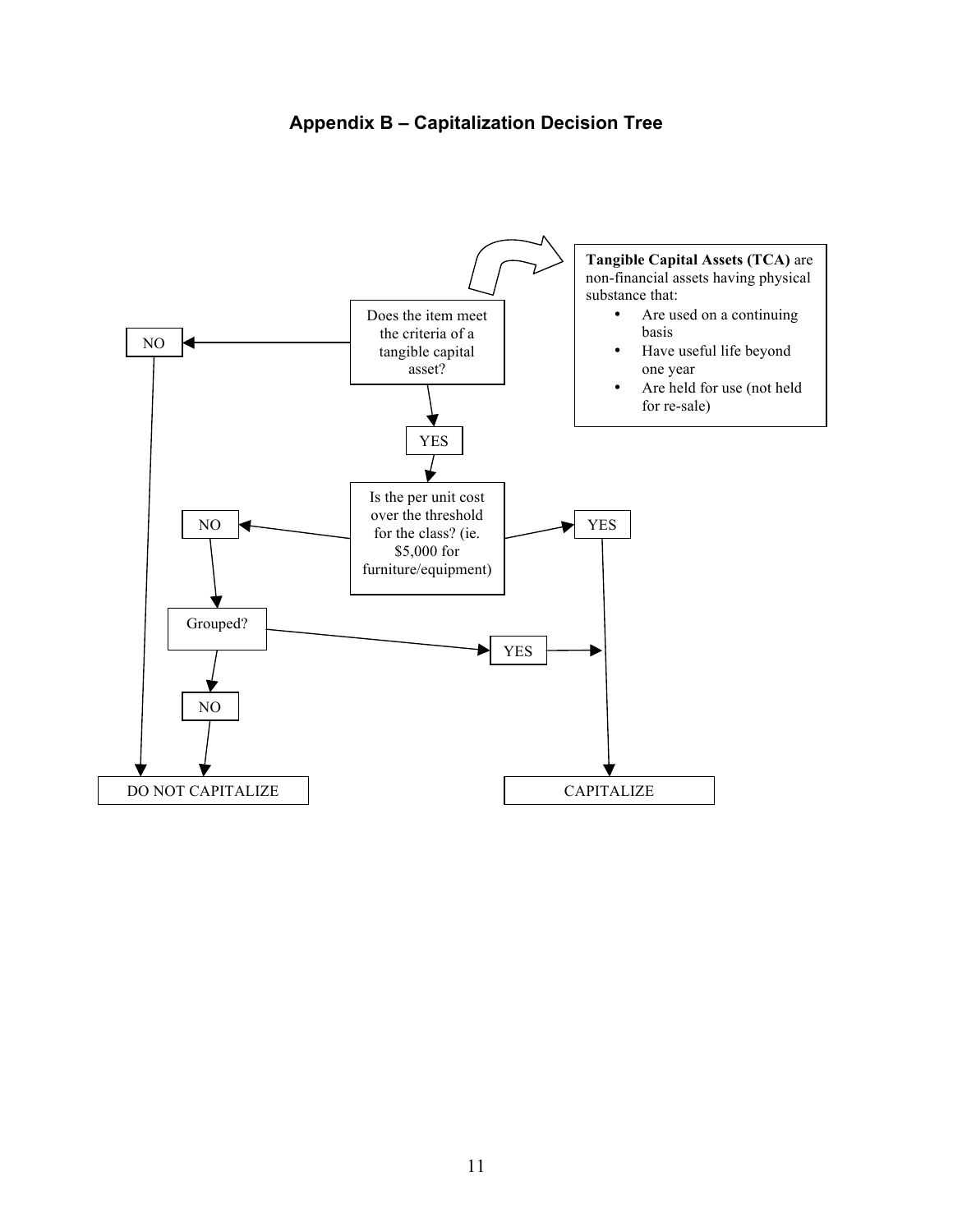## Appendix B – Capitalization Decision Tree

Does the item meet the criteria of a tangible capital asset?

**Tangible Capital Assets (TCA)** are non-financial assets having physical substance that:

- Are used on a continuing basis
- Have useful life beyond one year
- Are held for use (not held for re-sale)

NO

YES

Is the per unit cost over the threshold for the class? (ie. $5,000 for furniture/equipment)

NO

YES

Grouped?

YES

NO

DO NOT CAPITALIZE

CAPITALIZE